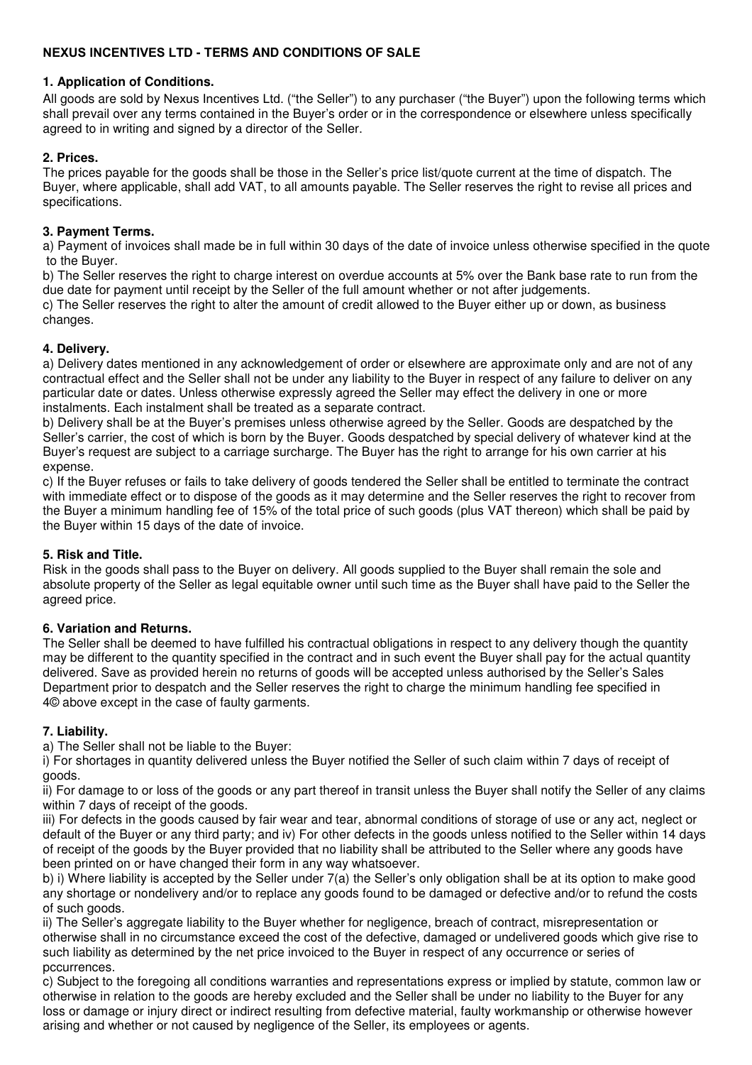# NEXUS INCENTIVES LTD - TERMS AND CONDITIONS OF SALE

## 1. Application of Conditions.

All goods are sold by Nexus Incentives Ltd. ("the Seller") to any purchaser ("the Buyer") upon the following terms which shall prevail over any terms contained in the Buyer's order or in the correspondence or elsewhere unless specifically agreed to in writing and signed by a director of the Seller.

## 2. Prices.

The prices payable for the goods shall be those in the Seller's price list/quote current at the time of dispatch. The Buyer, where applicable, shall add VAT, to all amounts payable. The Seller reserves the right to revise all prices and specifications.

## 3. Payment Terms.

a) Payment of invoices shall made be in full within 30 days of the date of invoice unless otherwise specified in the quote to the Buyer.

b) The Seller reserves the right to charge interest on overdue accounts at 5% over the Bank base rate to run from the due date for payment until receipt by the Seller of the full amount whether or not after judgements.

c) The Seller reserves the right to alter the amount of credit allowed to the Buyer either up or down, as business changes.

## 4. Delivery.

a) Delivery dates mentioned in any acknowledgement of order or elsewhere are approximate only and are not of any contractual effect and the Seller shall not be under any liability to the Buyer in respect of any failure to deliver on any particular date or dates. Unless otherwise expressly agreed the Seller may effect the delivery in one or more instalments. Each instalment shall be treated as a separate contract.

b) Delivery shall be at the Buyer's premises unless otherwise agreed by the Seller. Goods are despatched by the Seller's carrier, the cost of which is born by the Buyer. Goods despatched by special delivery of whatever kind at the Buyer's request are subject to a carriage surcharge. The Buyer has the right to arrange for his own carrier at his expense.

c) If the Buyer refuses or fails to take delivery of goods tendered the Seller shall be entitled to terminate the contract with immediate effect or to dispose of the goods as it may determine and the Seller reserves the right to recover from the Buyer a minimum handling fee of 15% of the total price of such goods (plus VAT thereon) which shall be paid by the Buyer within 15 days of the date of invoice.

## 5. Risk and Title.

Risk in the goods shall pass to the Buyer on delivery. All goods supplied to the Buyer shall remain the sole and absolute property of the Seller as legal equitable owner until such time as the Buyer shall have paid to the Seller the agreed price.

## 6. Variation and Returns.

The Seller shall be deemed to have fulfilled his contractual obligations in respect to any delivery though the quantity may be different to the quantity specified in the contract and in such event the Buyer shall pay for the actual quantity delivered. Save as provided herein no returns of goods will be accepted unless authorised by the Seller's Sales Department prior to despatch and the Seller reserves the right to charge the minimum handling fee specified in 4© above except in the case of faulty garments.

## 7. Liability.

a) The Seller shall not be liable to the Buyer:

i) For shortages in quantity delivered unless the Buyer notified the Seller of such claim within 7 days of receipt of goods.

ii) For damage to or loss of the goods or any part thereof in transit unless the Buyer shall notify the Seller of any claims within 7 days of receipt of the goods.

iii) For defects in the goods caused by fair wear and tear, abnormal conditions of storage of use or any act, neglect or default of the Buyer or any third party; and iv) For other defects in the goods unless notified to the Seller within 14 days of receipt of the goods by the Buyer provided that no liability shall be attributed to the Seller where any goods have been printed on or have changed their form in any way whatsoever.

b) i) Where liability is accepted by the Seller under 7(a) the Seller's only obligation shall be at its option to make good any shortage or nondelivery and/or to replace any goods found to be damaged or defective and/or to refund the costs of such goods.

ii) The Seller's aggregate liability to the Buyer whether for negligence, breach of contract, misrepresentation or otherwise shall in no circumstance exceed the cost of the defective, damaged or undelivered goods which give rise to such liability as determined by the net price invoiced to the Buyer in respect of any occurrence or series of pccurrences.

c) Subject to the foregoing all conditions warranties and representations express or implied by statute, common law or otherwise in relation to the goods are hereby excluded and the Seller shall be under no liability to the Buyer for any loss or damage or injury direct or indirect resulting from defective material, faulty workmanship or otherwise however arising and whether or not caused by negligence of the Seller, its employees or agents.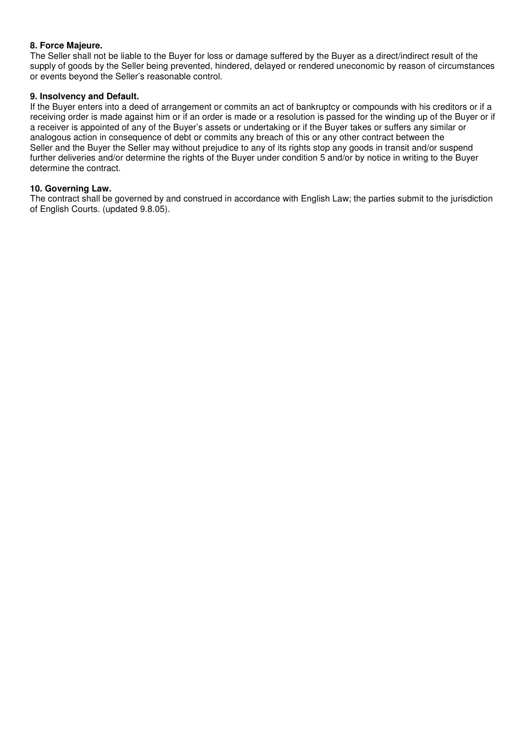**8. Force Majeure.**
The Seller shall not be liable to the Buyer for loss or damage suffered by the Buyer as a direct/indirect result of the supply of goods by the Seller being prevented, hindered, delayed or rendered uneconomic by reason of circumstances or events beyond the Seller's reasonable control.

**9. Insolvency and Default.**
If the Buyer enters into a deed of arrangement or commits an act of bankruptcy or compounds with his creditors or if a receiving order is made against him or if an order is made or a resolution is passed for the winding up of the Buyer or if a receiver is appointed of any of the Buyer's assets or undertaking or if the Buyer takes or suffers any similar or analogous action in consequence of debt or commits any breach of this or any other contract between the Seller and the Buyer the Seller may without prejudice to any of its rights stop any goods in transit and/or suspend further deliveries and/or determine the rights of the Buyer under condition 5 and/or by notice in writing to the Buyer determine the contract.

**10. Governing Law.**
The contract shall be governed by and construed in accordance with English Law; the parties submit to the jurisdiction of English Courts. (updated 9.8.05).